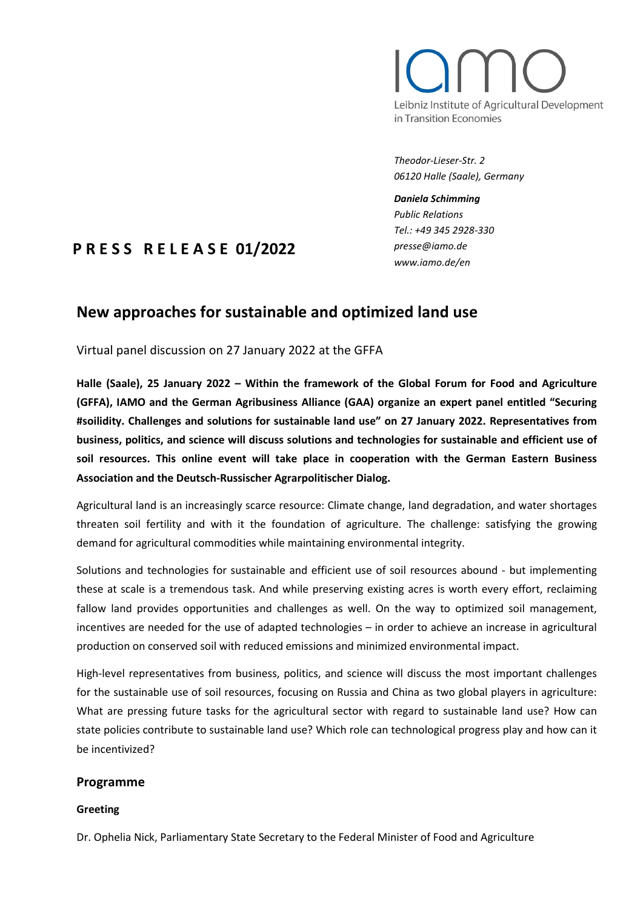iamo

Leibniz Institute of Agricultural Development in Transition Economies

*Theodor-Lieser-Str. 2*
*06120 Halle (Saale), Germany*

***Daniela Schimming***
*Public Relations*
*Tel.: +49 345 2928-330*
*presse@iamo.de*
*www.iamo.de/en*

**PRESS RELEASE 01/2022**

# New approaches for sustainable and optimized land use

Virtual panel discussion on 27 January 2022 at the GFFA

**Halle (Saale), 25 January 2022 – Within the framework of the Global Forum for Food and Agriculture (GFFA), IAMO and the German Agribusiness Alliance (GAA) organize an expert panel entitled "Securing #soilidity. Challenges and solutions for sustainable land use" on 27 January 2022. Representatives from business, politics, and science will discuss solutions and technologies for sustainable and efficient use of soil resources. This online event will take place in cooperation with the German Eastern Business Association and the Deutsch-Russischer Agrarpolitischer Dialog.**

Agricultural land is an increasingly scarce resource: Climate change, land degradation, and water shortages threaten soil fertility and with it the foundation of agriculture. The challenge: satisfying the growing demand for agricultural commodities while maintaining environmental integrity.

Solutions and technologies for sustainable and efficient use of soil resources abound - but implementing these at scale is a tremendous task. And while preserving existing acres is worth every effort, reclaiming fallow land provides opportunities and challenges as well. On the way to optimized soil management, incentives are needed for the use of adapted technologies – in order to achieve an increase in agricultural production on conserved soil with reduced emissions and minimized environmental impact.

High-level representatives from business, politics, and science will discuss the most important challenges for the sustainable use of soil resources, focusing on Russia and China as two global players in agriculture: What are pressing future tasks for the agricultural sector with regard to sustainable land use? How can state policies contribute to sustainable land use? Which role can technological progress play and how can it be incentivized?

## Programme

**Greeting**

Dr. Ophelia Nick, Parliamentary State Secretary to the Federal Minister of Food and Agriculture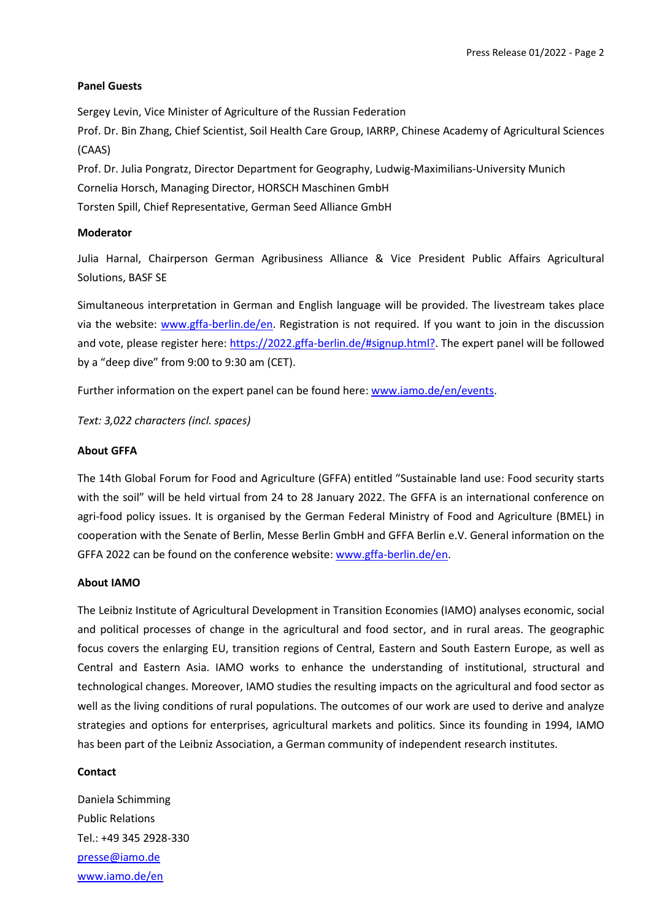**Panel Guests**

Sergey Levin, Vice Minister of Agriculture of the Russian Federation
Prof. Dr. Bin Zhang, Chief Scientist, Soil Health Care Group, IARRP, Chinese Academy of Agricultural Sciences (CAAS)
Prof. Dr. Julia Pongratz, Director Department for Geography, Ludwig-Maximilians-University Munich
Cornelia Horsch, Managing Director, HORSCH Maschinen GmbH
Torsten Spill, Chief Representative, German Seed Alliance GmbH

**Moderator**

Julia Harnal, Chairperson German Agribusiness Alliance & Vice President Public Affairs Agricultural Solutions, BASF SE

Simultaneous interpretation in German and English language will be provided. The livestream takes place via the website: www.gffa-berlin.de/en. Registration is not required. If you want to join in the discussion and vote, please register here: https://2022.gffa-berlin.de/#signup.html?. The expert panel will be followed by a "deep dive" from 9:00 to 9:30 am (CET).

Further information on the expert panel can be found here: www.iamo.de/en/events.

*Text: 3,022 characters (incl. spaces)*

**About GFFA**

The 14th Global Forum for Food and Agriculture (GFFA) entitled "Sustainable land use: Food security starts with the soil" will be held virtual from 24 to 28 January 2022. The GFFA is an international conference on agri-food policy issues. It is organised by the German Federal Ministry of Food and Agriculture (BMEL) in cooperation with the Senate of Berlin, Messe Berlin GmbH and GFFA Berlin e.V. General information on the GFFA 2022 can be found on the conference website: www.gffa-berlin.de/en.

**About IAMO**

The Leibniz Institute of Agricultural Development in Transition Economies (IAMO) analyses economic, social and political processes of change in the agricultural and food sector, and in rural areas. The geographic focus covers the enlarging EU, transition regions of Central, Eastern and South Eastern Europe, as well as Central and Eastern Asia. IAMO works to enhance the understanding of institutional, structural and technological changes. Moreover, IAMO studies the resulting impacts on the agricultural and food sector as well as the living conditions of rural populations. The outcomes of our work are used to derive and analyze strategies and options for enterprises, agricultural markets and politics. Since its founding in 1994, IAMO has been part of the Leibniz Association, a German community of independent research institutes.

**Contact**

Daniela Schimming
Public Relations
Tel.: +49 345 2928-330
presse@iamo.de
www.iamo.de/en